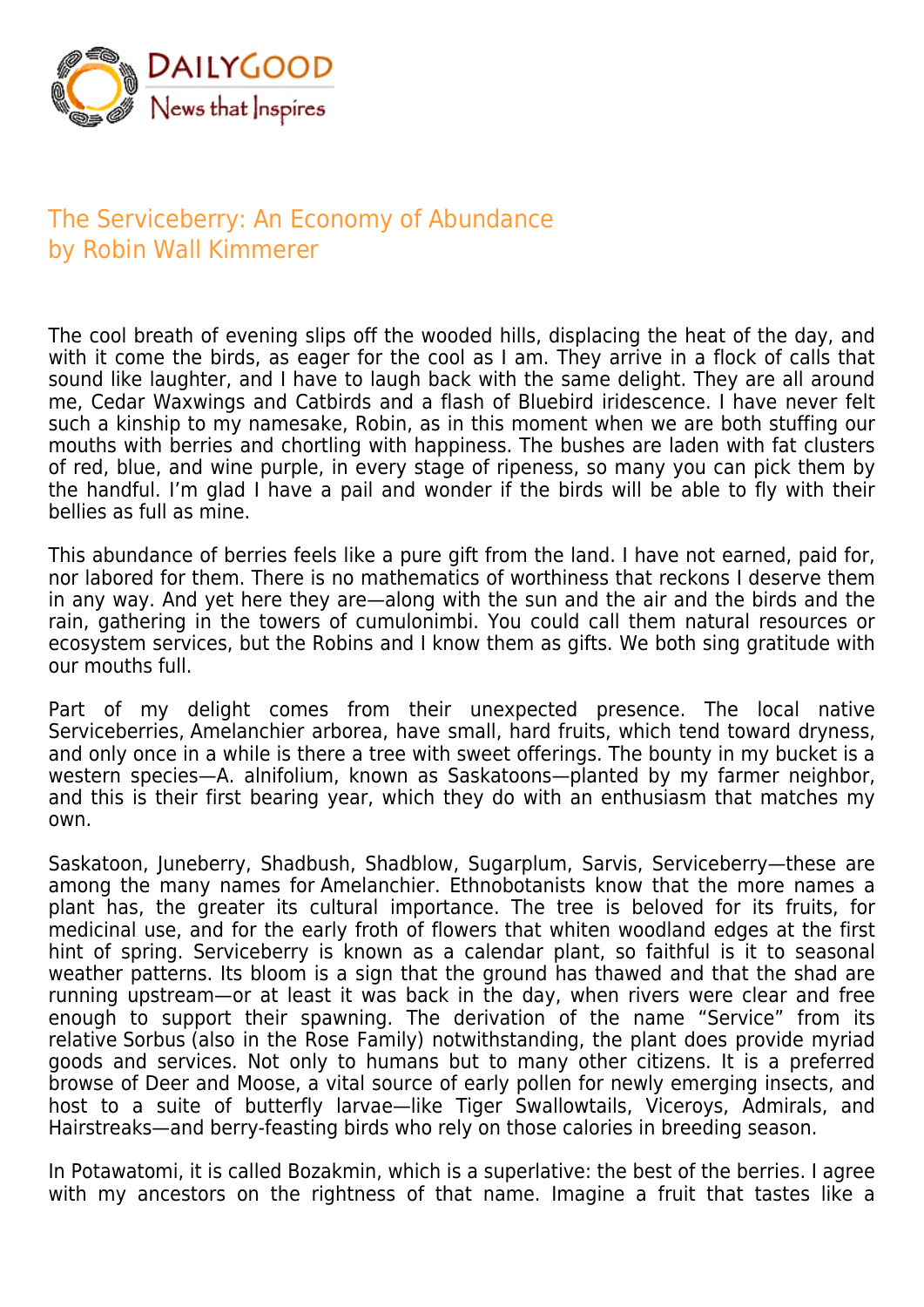DAILYGOOD
News that Inspires

# The Serviceberry: An Economy of Abundance
## by Robin Wall Kimmerer

The cool breath of evening slips off the wooded hills, displacing the heat of the day, and with it come the birds, as eager for the cool as I am. They arrive in a flock of calls that sound like laughter, and I have to laugh back with the same delight. They are all around me, Cedar Waxwings and Catbirds and a flash of Bluebird iridescence. I have never felt such a kinship to my namesake, Robin, as in this moment when we are both stuffing our mouths with berries and chortling with happiness. The bushes are laden with fat clusters of red, blue, and wine purple, in every stage of ripeness, so many you can pick them by the handful. I'm glad I have a pail and wonder if the birds will be able to fly with their bellies as full as mine.

This abundance of berries feels like a pure gift from the land. I have not earned, paid for, nor labored for them. There is no mathematics of worthiness that reckons I deserve them in any way. And yet here they are—along with the sun and the air and the birds and the rain, gathering in the towers of cumulonimbi. You could call them natural resources or ecosystem services, but the Robins and I know them as gifts. We both sing gratitude with our mouths full.

Part of my delight comes from their unexpected presence. The local native Serviceberries, Amelanchier arborea, have small, hard fruits, which tend toward dryness, and only once in a while is there a tree with sweet offerings. The bounty in my bucket is a western species—A. alnifolium, known as Saskatoons—planted by my farmer neighbor, and this is their first bearing year, which they do with an enthusiasm that matches my own.

Saskatoon, Juneberry, Shadbush, Shadblow, Sugarplum, Sarvis, Serviceberry—these are among the many names for Amelanchier. Ethnobotanists know that the more names a plant has, the greater its cultural importance. The tree is beloved for its fruits, for medicinal use, and for the early froth of flowers that whiten woodland edges at the first hint of spring. Serviceberry is known as a calendar plant, so faithful is it to seasonal weather patterns. Its bloom is a sign that the ground has thawed and that the shad are running upstream—or at least it was back in the day, when rivers were clear and free enough to support their spawning. The derivation of the name "Service" from its relative Sorbus (also in the Rose Family) notwithstanding, the plant does provide myriad goods and services. Not only to humans but to many other citizens. It is a preferred browse of Deer and Moose, a vital source of early pollen for newly emerging insects, and host to a suite of butterfly larvae—like Tiger Swallowtails, Viceroys, Admirals, and Hairstreaks—and berry-feasting birds who rely on those calories in breeding season.

In Potawatomi, it is called Bozakmin, which is a superlative: the best of the berries. I agree with my ancestors on the rightness of that name. Imagine a fruit that tastes like a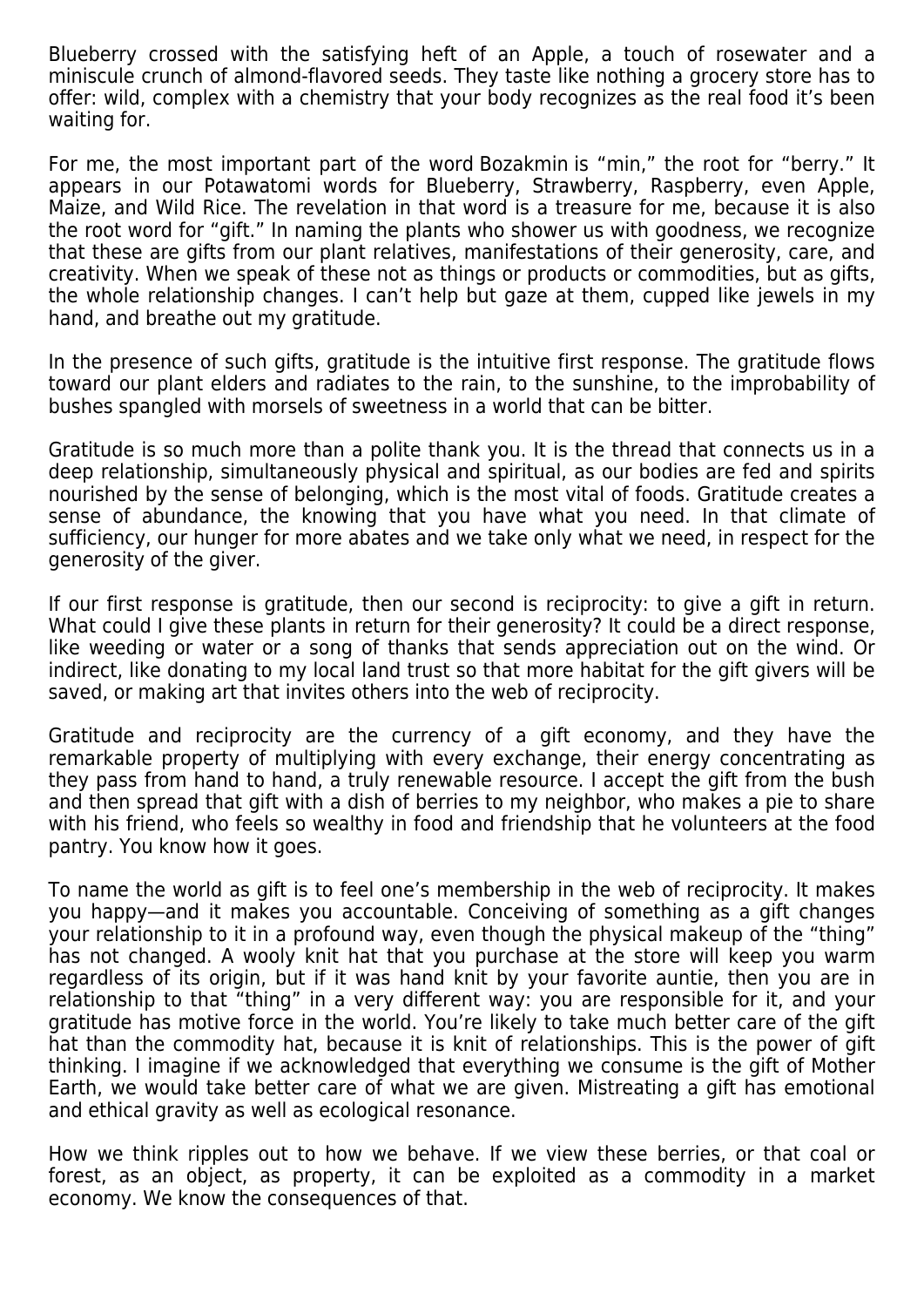Blueberry crossed with the satisfying heft of an Apple, a touch of rosewater and a miniscule crunch of almond-flavored seeds. They taste like nothing a grocery store has to offer: wild, complex with a chemistry that your body recognizes as the real food it's been waiting for.

For me, the most important part of the word Bozakmin is "min," the root for "berry." It appears in our Potawatomi words for Blueberry, Strawberry, Raspberry, even Apple, Maize, and Wild Rice. The revelation in that word is a treasure for me, because it is also the root word for "gift." In naming the plants who shower us with goodness, we recognize that these are gifts from our plant relatives, manifestations of their generosity, care, and creativity. When we speak of these not as things or products or commodities, but as gifts, the whole relationship changes. I can't help but gaze at them, cupped like jewels in my hand, and breathe out my gratitude.

In the presence of such gifts, gratitude is the intuitive first response. The gratitude flows toward our plant elders and radiates to the rain, to the sunshine, to the improbability of bushes spangled with morsels of sweetness in a world that can be bitter.

Gratitude is so much more than a polite thank you. It is the thread that connects us in a deep relationship, simultaneously physical and spiritual, as our bodies are fed and spirits nourished by the sense of belonging, which is the most vital of foods. Gratitude creates a sense of abundance, the knowing that you have what you need. In that climate of sufficiency, our hunger for more abates and we take only what we need, in respect for the generosity of the giver.

If our first response is gratitude, then our second is reciprocity: to give a gift in return. What could I give these plants in return for their generosity? It could be a direct response, like weeding or water or a song of thanks that sends appreciation out on the wind. Or indirect, like donating to my local land trust so that more habitat for the gift givers will be saved, or making art that invites others into the web of reciprocity.

Gratitude and reciprocity are the currency of a gift economy, and they have the remarkable property of multiplying with every exchange, their energy concentrating as they pass from hand to hand, a truly renewable resource. I accept the gift from the bush and then spread that gift with a dish of berries to my neighbor, who makes a pie to share with his friend, who feels so wealthy in food and friendship that he volunteers at the food pantry. You know how it goes.

To name the world as gift is to feel one's membership in the web of reciprocity. It makes you happy—and it makes you accountable. Conceiving of something as a gift changes your relationship to it in a profound way, even though the physical makeup of the "thing" has not changed. A wooly knit hat that you purchase at the store will keep you warm regardless of its origin, but if it was hand knit by your favorite auntie, then you are in relationship to that "thing" in a very different way: you are responsible for it, and your gratitude has motive force in the world. You're likely to take much better care of the gift hat than the commodity hat, because it is knit of relationships. This is the power of gift thinking. I imagine if we acknowledged that everything we consume is the gift of Mother Earth, we would take better care of what we are given. Mistreating a gift has emotional and ethical gravity as well as ecological resonance.

How we think ripples out to how we behave. If we view these berries, or that coal or forest, as an object, as property, it can be exploited as a commodity in a market economy. We know the consequences of that.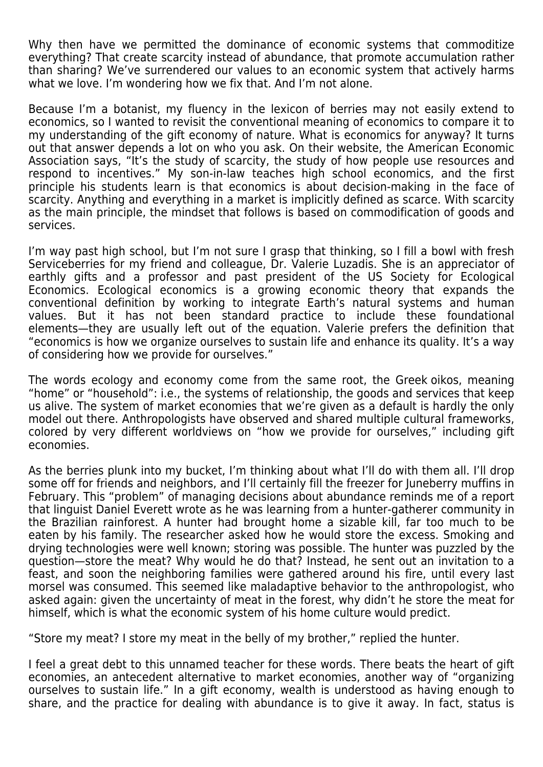Why then have we permitted the dominance of economic systems that commoditize everything? That create scarcity instead of abundance, that promote accumulation rather than sharing? We've surrendered our values to an economic system that actively harms what we love. I'm wondering how we fix that. And I'm not alone.

Because I'm a botanist, my fluency in the lexicon of berries may not easily extend to economics, so I wanted to revisit the conventional meaning of economics to compare it to my understanding of the gift economy of nature. What is economics for anyway? It turns out that answer depends a lot on who you ask. On their website, the American Economic Association says, "It's the study of scarcity, the study of how people use resources and respond to incentives." My son-in-law teaches high school economics, and the first principle his students learn is that economics is about decision-making in the face of scarcity. Anything and everything in a market is implicitly defined as scarce. With scarcity as the main principle, the mindset that follows is based on commodification of goods and services.

I'm way past high school, but I'm not sure I grasp that thinking, so I fill a bowl with fresh Serviceberries for my friend and colleague, Dr. Valerie Luzadis. She is an appreciator of earthly gifts and a professor and past president of the US Society for Ecological Economics. Ecological economics is a growing economic theory that expands the conventional definition by working to integrate Earth's natural systems and human values. But it has not been standard practice to include these foundational elements—they are usually left out of the equation. Valerie prefers the definition that "economics is how we organize ourselves to sustain life and enhance its quality. It's a way of considering how we provide for ourselves."

The words ecology and economy come from the same root, the Greek *oikos*, meaning "home" or "household": i.e., the systems of relationship, the goods and services that keep us alive. The system of market economies that we're given as a default is hardly the only model out there. Anthropologists have observed and shared multiple cultural frameworks, colored by very different worldviews on "how we provide for ourselves," including gift economies.

As the berries plunk into my bucket, I'm thinking about what I'll do with them all. I'll drop some off for friends and neighbors, and I'll certainly fill the freezer for Juneberry muffins in February. This "problem" of managing decisions about abundance reminds me of a report that linguist Daniel Everett wrote as he was learning from a hunter-gatherer community in the Brazilian rainforest. A hunter had brought home a sizable kill, far too much to be eaten by his family. The researcher asked how he would store the excess. Smoking and drying technologies were well known; storing was possible. The hunter was puzzled by the question—store the meat? Why would he do that? Instead, he sent out an invitation to a feast, and soon the neighboring families were gathered around his fire, until every last morsel was consumed. This seemed like maladaptive behavior to the anthropologist, who asked again: given the uncertainty of meat in the forest, why didn't he store the meat for himself, which is what the economic system of his home culture would predict.

"Store my meat? I store my meat in the belly of my brother," replied the hunter.

I feel a great debt to this unnamed teacher for these words. There beats the heart of gift economies, an antecedent alternative to market economies, another way of "organizing ourselves to sustain life." In a gift economy, wealth is understood as having enough to share, and the practice for dealing with abundance is to give it away. In fact, status is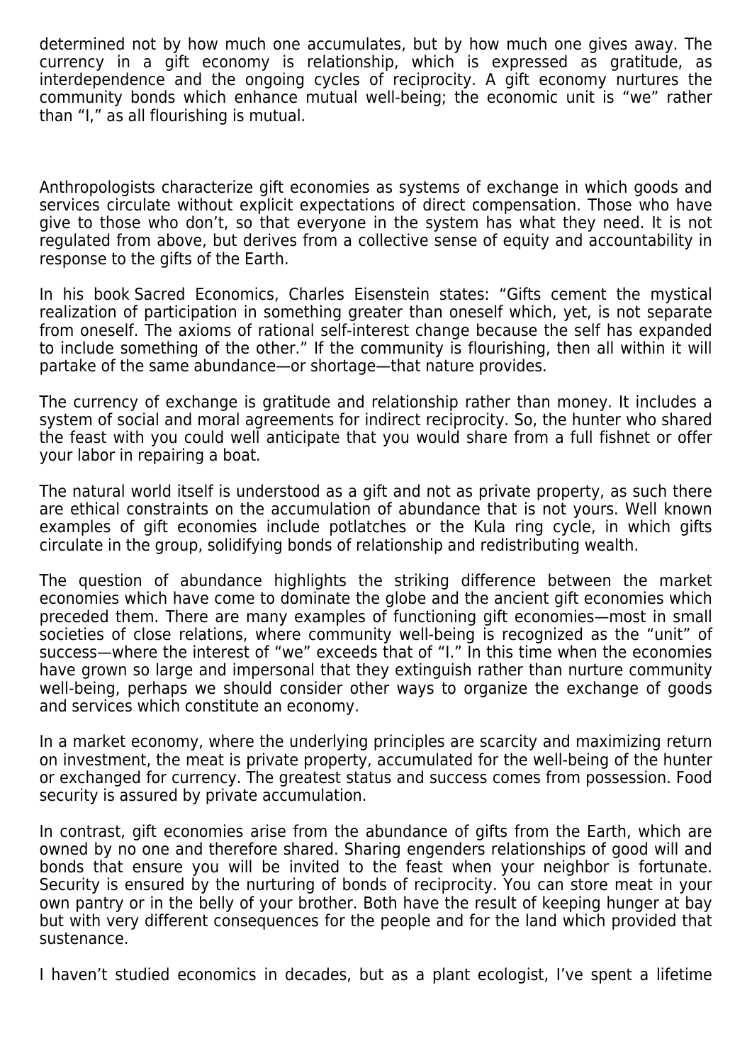determined not by how much one accumulates, but by how much one gives away. The currency in a gift economy is relationship, which is expressed as gratitude, as interdependence and the ongoing cycles of reciprocity. A gift economy nurtures the community bonds which enhance mutual well-being; the economic unit is "we" rather than "I," as all flourishing is mutual.

Anthropologists characterize gift economies as systems of exchange in which goods and services circulate without explicit expectations of direct compensation. Those who have give to those who don't, so that everyone in the system has what they need. It is not regulated from above, but derives from a collective sense of equity and accountability in response to the gifts of the Earth.

In his book Sacred Economics, Charles Eisenstein states: "Gifts cement the mystical realization of participation in something greater than oneself which, yet, is not separate from oneself. The axioms of rational self-interest change because the self has expanded to include something of the other." If the community is flourishing, then all within it will partake of the same abundance—or shortage—that nature provides.

The currency of exchange is gratitude and relationship rather than money. It includes a system of social and moral agreements for indirect reciprocity. So, the hunter who shared the feast with you could well anticipate that you would share from a full fishnet or offer your labor in repairing a boat.

The natural world itself is understood as a gift and not as private property, as such there are ethical constraints on the accumulation of abundance that is not yours. Well known examples of gift economies include potlatches or the Kula ring cycle, in which gifts circulate in the group, solidifying bonds of relationship and redistributing wealth.

The question of abundance highlights the striking difference between the market economies which have come to dominate the globe and the ancient gift economies which preceded them. There are many examples of functioning gift economies—most in small societies of close relations, where community well-being is recognized as the "unit" of success—where the interest of "we" exceeds that of "I." In this time when the economies have grown so large and impersonal that they extinguish rather than nurture community well-being, perhaps we should consider other ways to organize the exchange of goods and services which constitute an economy.

In a market economy, where the underlying principles are scarcity and maximizing return on investment, the meat is private property, accumulated for the well-being of the hunter or exchanged for currency. The greatest status and success comes from possession. Food security is assured by private accumulation.

In contrast, gift economies arise from the abundance of gifts from the Earth, which are owned by no one and therefore shared. Sharing engenders relationships of good will and bonds that ensure you will be invited to the feast when your neighbor is fortunate. Security is ensured by the nurturing of bonds of reciprocity. You can store meat in your own pantry or in the belly of your brother. Both have the result of keeping hunger at bay but with very different consequences for the people and for the land which provided that sustenance.

I haven't studied economics in decades, but as a plant ecologist, I've spent a lifetime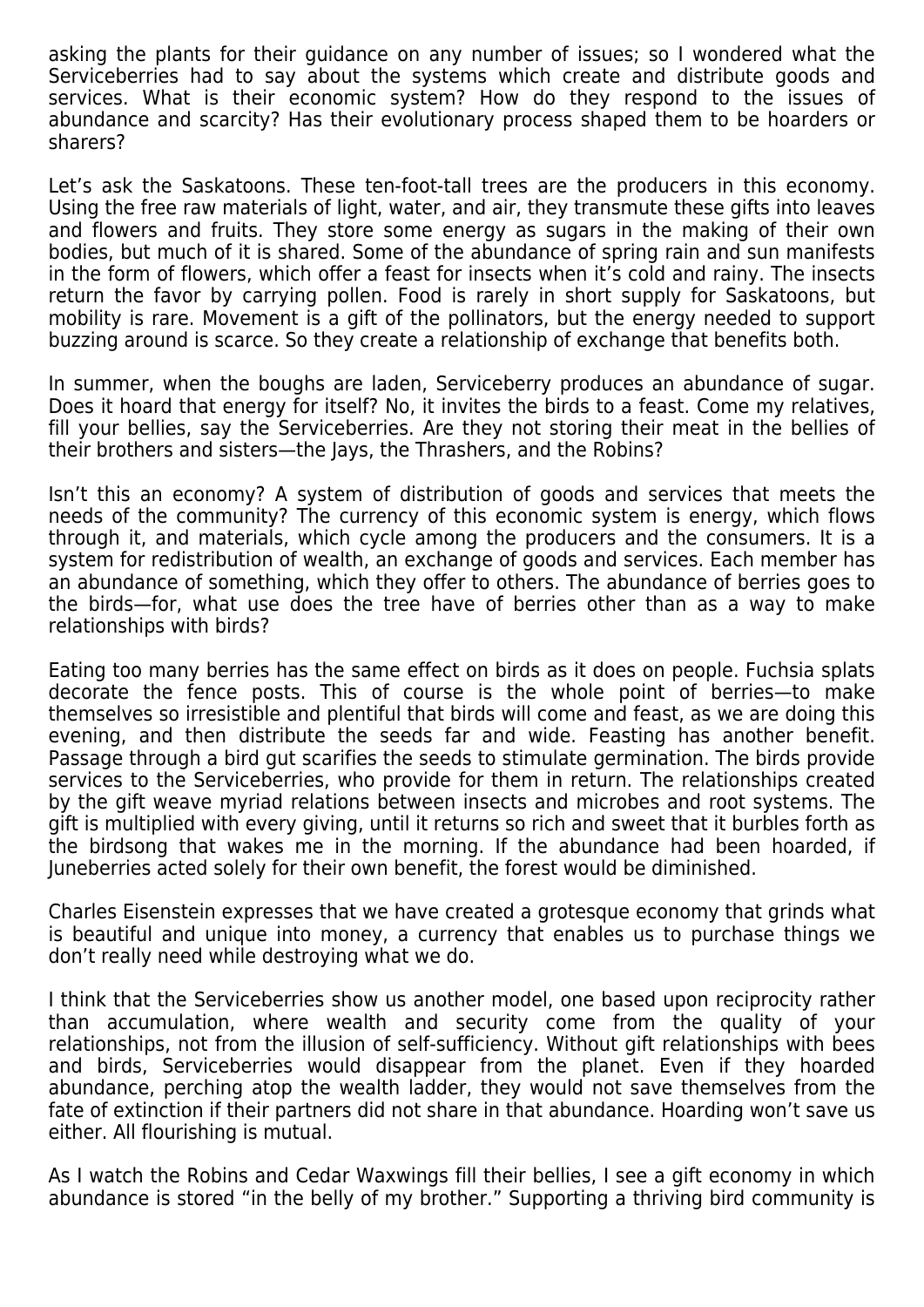asking the plants for their guidance on any number of issues; so I wondered what the Serviceberries had to say about the systems which create and distribute goods and services. What is their economic system? How do they respond to the issues of abundance and scarcity? Has their evolutionary process shaped them to be hoarders or sharers?

Let's ask the Saskatoons. These ten-foot-tall trees are the producers in this economy. Using the free raw materials of light, water, and air, they transmute these gifts into leaves and flowers and fruits. They store some energy as sugars in the making of their own bodies, but much of it is shared. Some of the abundance of spring rain and sun manifests in the form of flowers, which offer a feast for insects when it's cold and rainy. The insects return the favor by carrying pollen. Food is rarely in short supply for Saskatoons, but mobility is rare. Movement is a gift of the pollinators, but the energy needed to support buzzing around is scarce. So they create a relationship of exchange that benefits both.

In summer, when the boughs are laden, Serviceberry produces an abundance of sugar. Does it hoard that energy for itself? No, it invites the birds to a feast. Come my relatives, fill your bellies, say the Serviceberries. Are they not storing their meat in the bellies of their brothers and sisters—the Jays, the Thrashers, and the Robins?

Isn't this an economy? A system of distribution of goods and services that meets the needs of the community? The currency of this economic system is energy, which flows through it, and materials, which cycle among the producers and the consumers. It is a system for redistribution of wealth, an exchange of goods and services. Each member has an abundance of something, which they offer to others. The abundance of berries goes to the birds—for, what use does the tree have of berries other than as a way to make relationships with birds?

Eating too many berries has the same effect on birds as it does on people. Fuchsia splats decorate the fence posts. This of course is the whole point of berries—to make themselves so irresistible and plentiful that birds will come and feast, as we are doing this evening, and then distribute the seeds far and wide. Feasting has another benefit. Passage through a bird gut scarifies the seeds to stimulate germination. The birds provide services to the Serviceberries, who provide for them in return. The relationships created by the gift weave myriad relations between insects and microbes and root systems. The gift is multiplied with every giving, until it returns so rich and sweet that it burbles forth as the birdsong that wakes me in the morning. If the abundance had been hoarded, if Juneberries acted solely for their own benefit, the forest would be diminished.

Charles Eisenstein expresses that we have created a grotesque economy that grinds what is beautiful and unique into money, a currency that enables us to purchase things we don't really need while destroying what we do.

I think that the Serviceberries show us another model, one based upon reciprocity rather than accumulation, where wealth and security come from the quality of your relationships, not from the illusion of self-sufficiency. Without gift relationships with bees and birds, Serviceberries would disappear from the planet. Even if they hoarded abundance, perching atop the wealth ladder, they would not save themselves from the fate of extinction if their partners did not share in that abundance. Hoarding won't save us either. All flourishing is mutual.

As I watch the Robins and Cedar Waxwings fill their bellies, I see a gift economy in which abundance is stored "in the belly of my brother." Supporting a thriving bird community is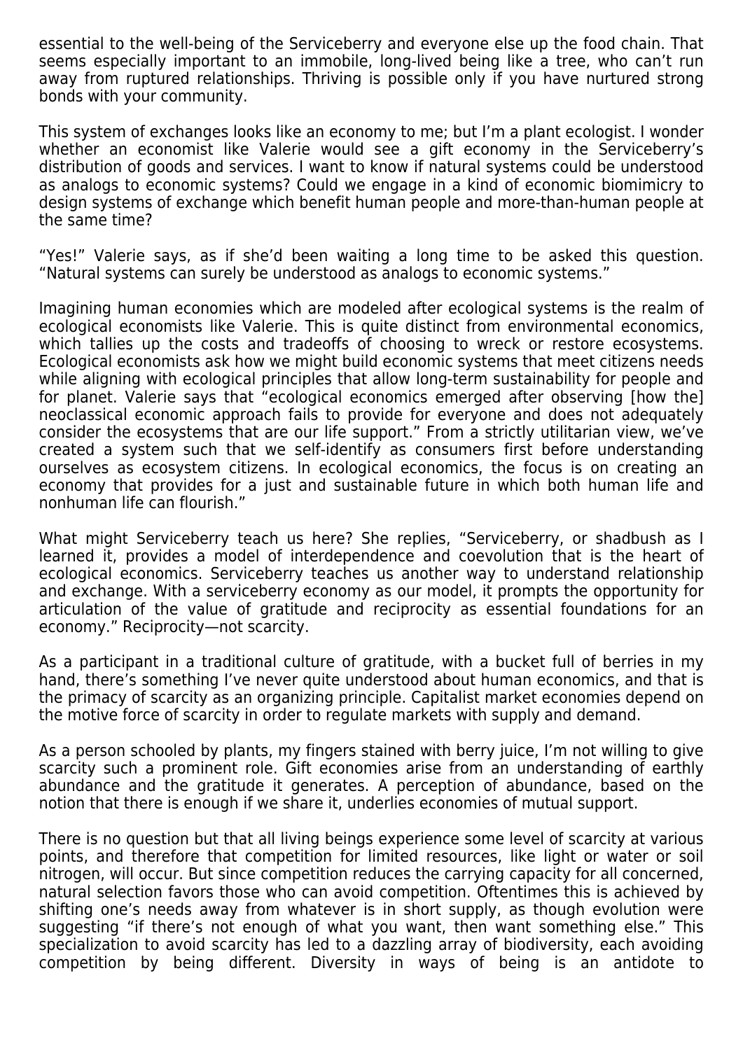essential to the well-being of the Serviceberry and everyone else up the food chain. That seems especially important to an immobile, long-lived being like a tree, who can't run away from ruptured relationships. Thriving is possible only if you have nurtured strong bonds with your community.

This system of exchanges looks like an economy to me; but I'm a plant ecologist. I wonder whether an economist like Valerie would see a gift economy in the Serviceberry's distribution of goods and services. I want to know if natural systems could be understood as analogs to economic systems? Could we engage in a kind of economic biomimicry to design systems of exchange which benefit human people and more-than-human people at the same time?

"Yes!" Valerie says, as if she'd been waiting a long time to be asked this question. "Natural systems can surely be understood as analogs to economic systems."

Imagining human economies which are modeled after ecological systems is the realm of ecological economists like Valerie. This is quite distinct from environmental economics, which tallies up the costs and tradeoffs of choosing to wreck or restore ecosystems. Ecological economists ask how we might build economic systems that meet citizens needs while aligning with ecological principles that allow long-term sustainability for people and for planet. Valerie says that "ecological economics emerged after observing [how the] neoclassical economic approach fails to provide for everyone and does not adequately consider the ecosystems that are our life support." From a strictly utilitarian view, we've created a system such that we self-identify as consumers first before understanding ourselves as ecosystem citizens. In ecological economics, the focus is on creating an economy that provides for a just and sustainable future in which both human life and nonhuman life can flourish."

What might Serviceberry teach us here? She replies, "Serviceberry, or shadbush as I learned it, provides a model of interdependence and coevolution that is the heart of ecological economics. Serviceberry teaches us another way to understand relationship and exchange. With a serviceberry economy as our model, it prompts the opportunity for articulation of the value of gratitude and reciprocity as essential foundations for an economy." Reciprocity—not scarcity.

As a participant in a traditional culture of gratitude, with a bucket full of berries in my hand, there's something I've never quite understood about human economics, and that is the primacy of scarcity as an organizing principle. Capitalist market economies depend on the motive force of scarcity in order to regulate markets with supply and demand.

As a person schooled by plants, my fingers stained with berry juice, I'm not willing to give scarcity such a prominent role. Gift economies arise from an understanding of earthly abundance and the gratitude it generates. A perception of abundance, based on the notion that there is enough if we share it, underlies economies of mutual support.

There is no question but that all living beings experience some level of scarcity at various points, and therefore that competition for limited resources, like light or water or soil nitrogen, will occur. But since competition reduces the carrying capacity for all concerned, natural selection favors those who can avoid competition. Oftentimes this is achieved by shifting one's needs away from whatever is in short supply, as though evolution were suggesting "if there's not enough of what you want, then want something else." This specialization to avoid scarcity has led to a dazzling array of biodiversity, each avoiding competition by being different. Diversity in ways of being is an antidote to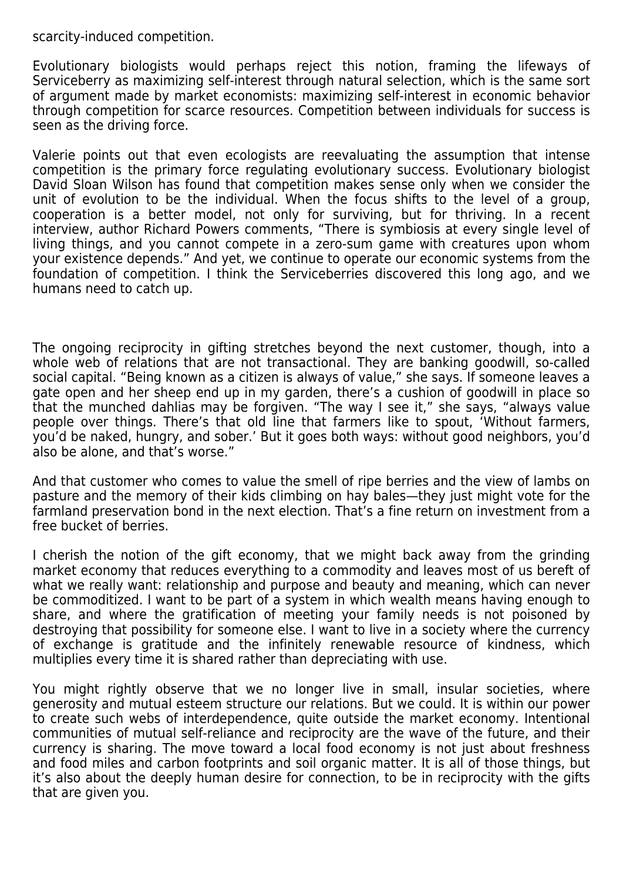scarcity-induced competition.

Evolutionary biologists would perhaps reject this notion, framing the lifeways of Serviceberry as maximizing self-interest through natural selection, which is the same sort of argument made by market economists: maximizing self-interest in economic behavior through competition for scarce resources. Competition between individuals for success is seen as the driving force.

Valerie points out that even ecologists are reevaluating the assumption that intense competition is the primary force regulating evolutionary success. Evolutionary biologist David Sloan Wilson has found that competition makes sense only when we consider the unit of evolution to be the individual. When the focus shifts to the level of a group, cooperation is a better model, not only for surviving, but for thriving. In a recent interview, author Richard Powers comments, “There is symbiosis at every single level of living things, and you cannot compete in a zero-sum game with creatures upon whom your existence depends.” And yet, we continue to operate our economic systems from the foundation of competition. I think the Serviceberries discovered this long ago, and we humans need to catch up.

The ongoing reciprocity in gifting stretches beyond the next customer, though, into a whole web of relations that are not transactional. They are banking goodwill, so-called social capital. “Being known as a citizen is always of value,” she says. If someone leaves a gate open and her sheep end up in my garden, there’s a cushion of goodwill in place so that the munched dahlias may be forgiven. “The way I see it,” she says, “always value people over things. There’s that old line that farmers like to spout, ‘Without farmers, you’d be naked, hungry, and sober.’ But it goes both ways: without good neighbors, you’d also be alone, and that’s worse.”

And that customer who comes to value the smell of ripe berries and the view of lambs on pasture and the memory of their kids climbing on hay bales—they just might vote for the farmland preservation bond in the next election. That’s a fine return on investment from a free bucket of berries.

I cherish the notion of the gift economy, that we might back away from the grinding market economy that reduces everything to a commodity and leaves most of us bereft of what we really want: relationship and purpose and beauty and meaning, which can never be commoditized. I want to be part of a system in which wealth means having enough to share, and where the gratification of meeting your family needs is not poisoned by destroying that possibility for someone else. I want to live in a society where the currency of exchange is gratitude and the infinitely renewable resource of kindness, which multiplies every time it is shared rather than depreciating with use.

You might rightly observe that we no longer live in small, insular societies, where generosity and mutual esteem structure our relations. But we could. It is within our power to create such webs of interdependence, quite outside the market economy. Intentional communities of mutual self-reliance and reciprocity are the wave of the future, and their currency is sharing. The move toward a local food economy is not just about freshness and food miles and carbon footprints and soil organic matter. It is all of those things, but it’s also about the deeply human desire for connection, to be in reciprocity with the gifts that are given you.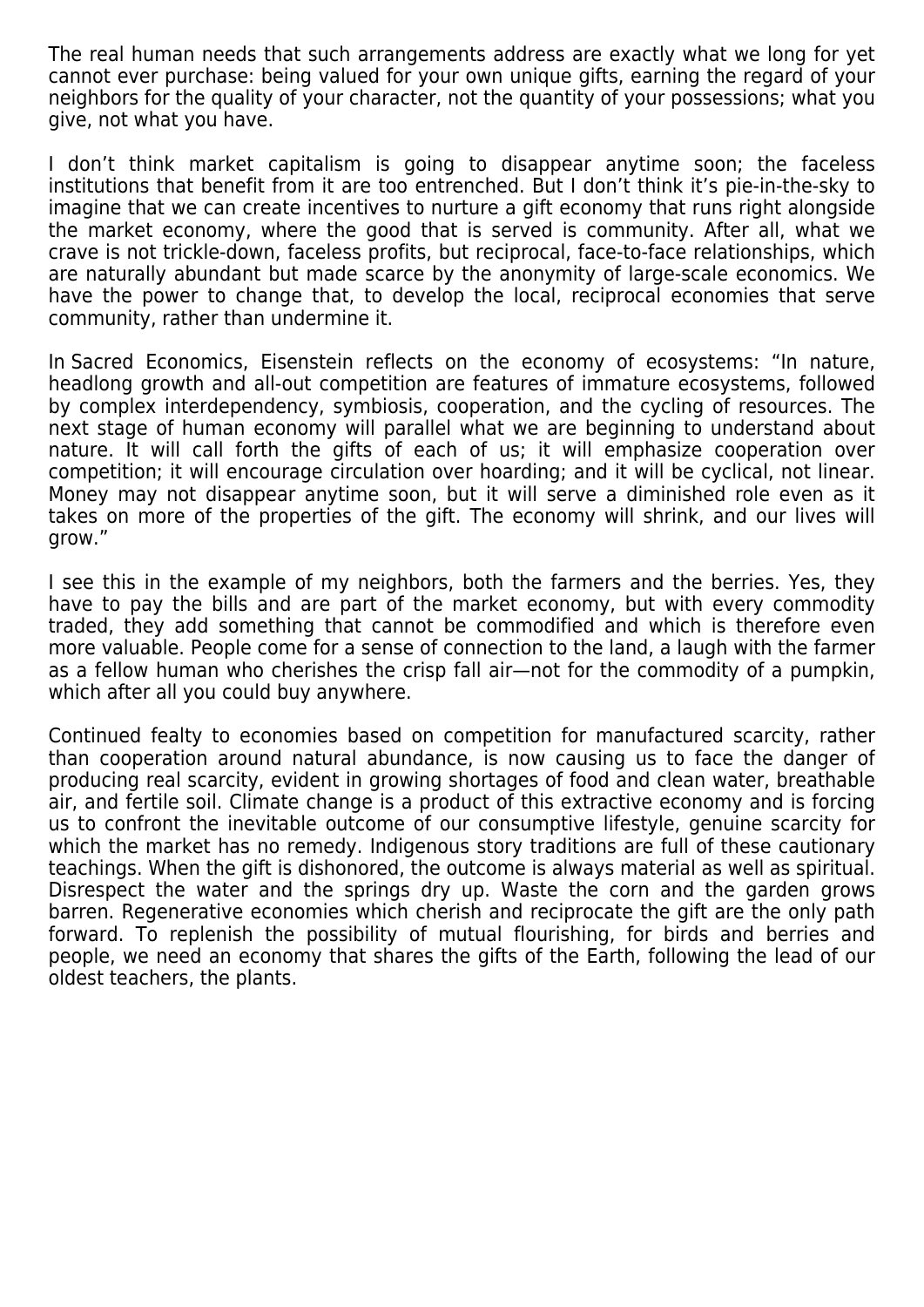The real human needs that such arrangements address are exactly what we long for yet cannot ever purchase: being valued for your own unique gifts, earning the regard of your neighbors for the quality of your character, not the quantity of your possessions; what you give, not what you have.

I don't think market capitalism is going to disappear anytime soon; the faceless institutions that benefit from it are too entrenched. But I don't think it's pie-in-the-sky to imagine that we can create incentives to nurture a gift economy that runs right alongside the market economy, where the good that is served is community. After all, what we crave is not trickle-down, faceless profits, but reciprocal, face-to-face relationships, which are naturally abundant but made scarce by the anonymity of large-scale economics. We have the power to change that, to develop the local, reciprocal economies that serve community, rather than undermine it.

In Sacred Economics, Eisenstein reflects on the economy of ecosystems: "In nature, headlong growth and all-out competition are features of immature ecosystems, followed by complex interdependency, symbiosis, cooperation, and the cycling of resources. The next stage of human economy will parallel what we are beginning to understand about nature. It will call forth the gifts of each of us; it will emphasize cooperation over competition; it will encourage circulation over hoarding; and it will be cyclical, not linear. Money may not disappear anytime soon, but it will serve a diminished role even as it takes on more of the properties of the gift. The economy will shrink, and our lives will grow."

I see this in the example of my neighbors, both the farmers and the berries. Yes, they have to pay the bills and are part of the market economy, but with every commodity traded, they add something that cannot be commodified and which is therefore even more valuable. People come for a sense of connection to the land, a laugh with the farmer as a fellow human who cherishes the crisp fall air—not for the commodity of a pumpkin, which after all you could buy anywhere.

Continued fealty to economies based on competition for manufactured scarcity, rather than cooperation around natural abundance, is now causing us to face the danger of producing real scarcity, evident in growing shortages of food and clean water, breathable air, and fertile soil. Climate change is a product of this extractive economy and is forcing us to confront the inevitable outcome of our consumptive lifestyle, genuine scarcity for which the market has no remedy. Indigenous story traditions are full of these cautionary teachings. When the gift is dishonored, the outcome is always material as well as spiritual. Disrespect the water and the springs dry up. Waste the corn and the garden grows barren. Regenerative economies which cherish and reciprocate the gift are the only path forward. To replenish the possibility of mutual flourishing, for birds and berries and people, we need an economy that shares the gifts of the Earth, following the lead of our oldest teachers, the plants.